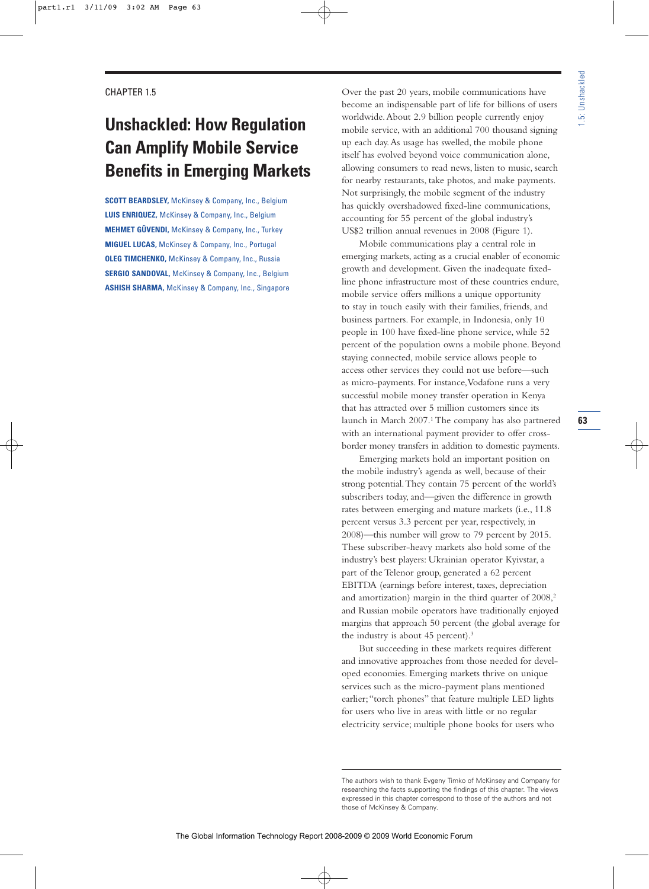CHAPTER 1.5

# Unshackled: How Regulation Can Amplify Mobile Service Benefits in Emerging Markets

**SCOTT BEARDSLEY,** McKinsey & Company, Inc., Belgium
**LUIS ENRIQUEZ,** McKinsey & Company, Inc., Belgium
**MEHMET GÜVENDI,** McKinsey & Company, Inc., Turkey
**MIGUEL LUCAS,** McKinsey & Company, Inc., Portugal
**OLEG TIMCHENKO,** McKinsey & Company, Inc., Russia
**SERGIO SANDOVAL,** McKinsey & Company, Inc., Belgium
**ASHISH SHARMA,** McKinsey & Company, Inc., Singapore

Over the past 20 years, mobile communications have become an indispensable part of life for billions of users worldwide. About 2.9 billion people currently enjoy mobile service, with an additional 700 thousand signing up each day. As usage has swelled, the mobile phone itself has evolved beyond voice communication alone, allowing consumers to read news, listen to music, search for nearby restaurants, take photos, and make payments. Not surprisingly, the mobile segment of the industry has quickly overshadowed fixed-line communications, accounting for 55 percent of the global industry's US$2 trillion annual revenues in 2008 (Figure 1).

Mobile communications play a central role in emerging markets, acting as a crucial enabler of economic growth and development. Given the inadequate fixed-line phone infrastructure most of these countries endure, mobile service offers millions a unique opportunity to stay in touch easily with their families, friends, and business partners. For example, in Indonesia, only 10 people in 100 have fixed-line phone service, while 52 percent of the population owns a mobile phone. Beyond staying connected, mobile service allows people to access other services they could not use before—such as micro-payments. For instance, Vodafone runs a very successful mobile money transfer operation in Kenya that has attracted over 5 million customers since its launch in March 2007.[1] The company has also partnered with an international payment provider to offer cross-border money transfers in addition to domestic payments.

Emerging markets hold an important position on the mobile industry's agenda as well, because of their strong potential. They contain 75 percent of the world's subscribers today, and—given the difference in growth rates between emerging and mature markets (i.e., 11.8 percent versus 3.3 percent per year, respectively, in 2008)—this number will grow to 79 percent by 2015. These subscriber-heavy markets also hold some of the industry's best players: Ukrainian operator Kyivstar, a part of the Telenor group, generated a 62 percent EBITDA (earnings before interest, taxes, depreciation and amortization) margin in the third quarter of 2008,[2] and Russian mobile operators have traditionally enjoyed margins that approach 50 percent (the global average for the industry is about 45 percent).[3]

But succeeding in these markets requires different and innovative approaches from those needed for developed economies. Emerging markets thrive on unique services such as the micro-payment plans mentioned earlier; "torch phones" that feature multiple LED lights for users who live in areas with little or no regular electricity service; multiple phone books for users who

---

The authors wish to thank Evgeny Timko of McKinsey and Company for researching the facts supporting the findings of this chapter. The views expressed in this chapter correspond to those of the authors and not those of McKinsey & Company.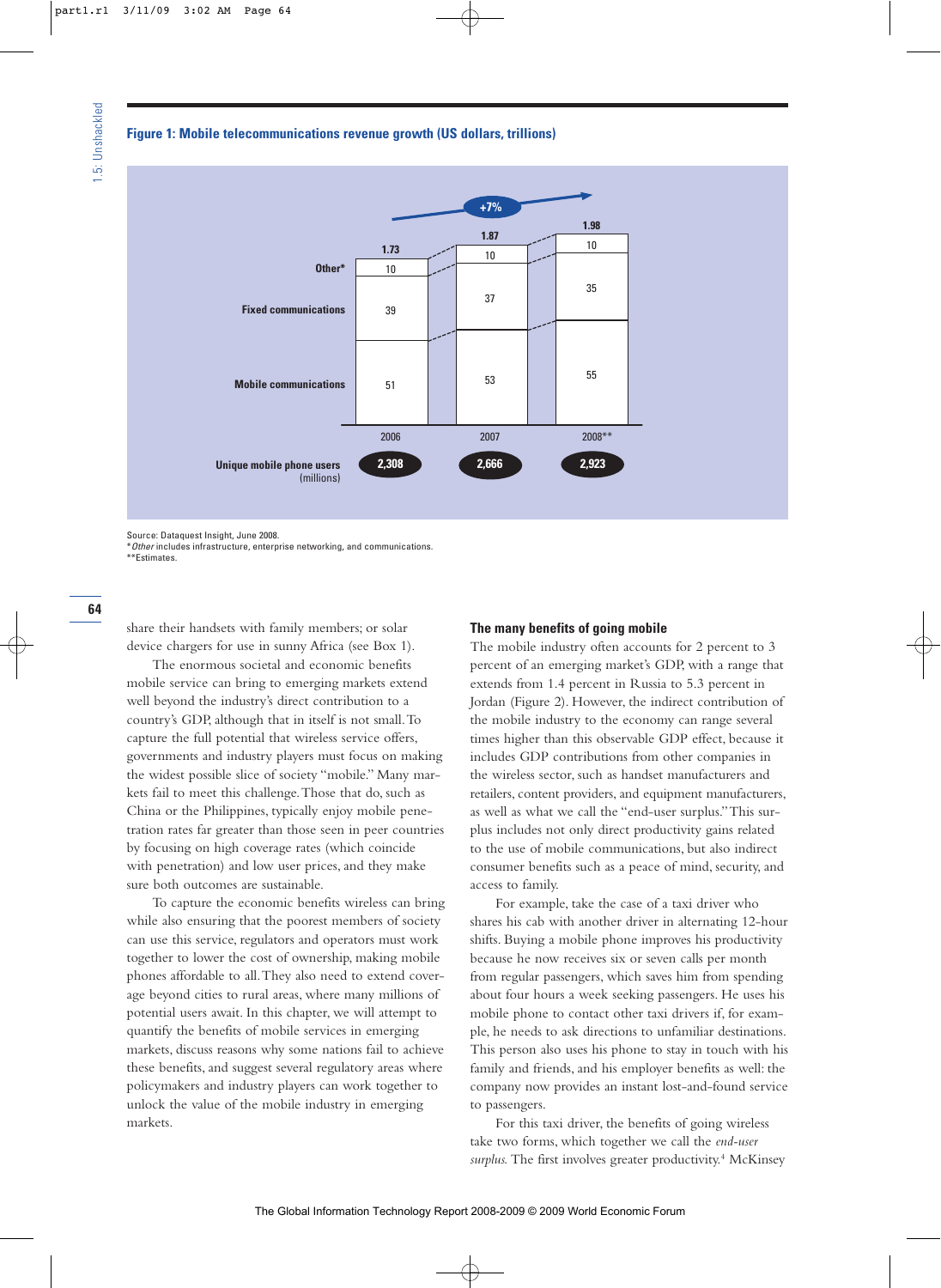**Figure 1: Mobile telecommunications revenue growth (US dollars, trillions)**

| | 2006 | 2007 | 2008** |
|---|---|---|---|
| Total | 1.73 | 1.87 | 1.98 |
| Other* | 10 | 10 | 10 |
| Fixed communications | 39 | 37 | 35 |
| Mobile communications | 51 | 53 | 55 |
| Unique mobile phone users (millions) | 2,308 | 2,666 | 2,923 |

+7%

Source: Dataquest Insight, June 2008.
\* *Other* includes infrastructure, enterprise networking, and communications.
\*\* Estimates.

share their handsets with family members; or solar device chargers for use in sunny Africa (see Box 1).

The enormous societal and economic benefits mobile service can bring to emerging markets extend well beyond the industry's direct contribution to a country's GDP, although that in itself is not small. To capture the full potential that wireless service offers, governments and industry players must focus on making the widest possible slice of society "mobile." Many markets fail to meet this challenge. Those that do, such as China or the Philippines, typically enjoy mobile penetration rates far greater than those seen in peer countries by focusing on high coverage rates (which coincide with penetration) and low user prices, and they make sure both outcomes are sustainable.

To capture the economic benefits wireless can bring while also ensuring that the poorest members of society can use this service, regulators and operators must work together to lower the cost of ownership, making mobile phones affordable to all. They also need to extend coverage beyond cities to rural areas, where many millions of potential users await. In this chapter, we will attempt to quantify the benefits of mobile services in emerging markets, discuss reasons why some nations fail to achieve these benefits, and suggest several regulatory areas where policymakers and industry players can work together to unlock the value of the mobile industry in emerging markets.

### The many benefits of going mobile

The mobile industry often accounts for 2 percent to 3 percent of an emerging market's GDP, with a range that extends from 1.4 percent in Russia to 5.3 percent in Jordan (Figure 2). However, the indirect contribution of the mobile industry to the economy can range several times higher than this observable GDP effect, because it includes GDP contributions from other companies in the wireless sector, such as handset manufacturers and retailers, content providers, and equipment manufacturers, as well as what we call the "end-user surplus." This surplus includes not only direct productivity gains related to the use of mobile communications, but also indirect consumer benefits such as a peace of mind, security, and access to family.

For example, take the case of a taxi driver who shares his cab with another driver in alternating 12-hour shifts. Buying a mobile phone improves his productivity because he now receives six or seven calls per month from regular passengers, which saves him from spending about four hours a week seeking passengers. He uses his mobile phone to contact other taxi drivers if, for example, he needs to ask directions to unfamiliar destinations. This person also uses his phone to stay in touch with his family and friends, and his employer benefits as well: the company now provides an instant lost-and-found service to passengers.

For this taxi driver, the benefits of going wireless take two forms, which together we call the *end-user surplus.* The first involves greater productivity.[4] McKinsey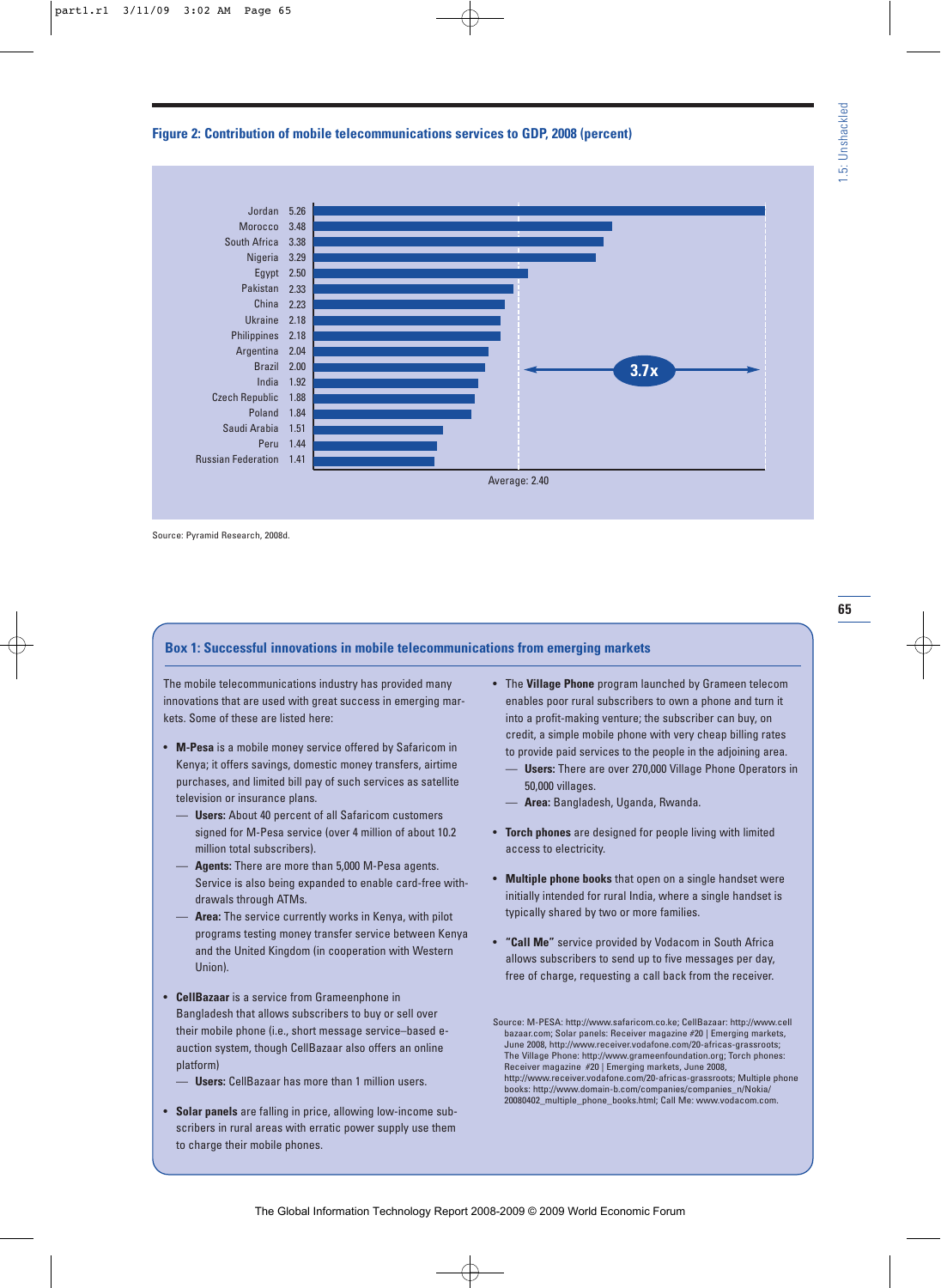**Figure 2: Contribution of mobile telecommunications services to GDP, 2008 (percent)**

| Country | Percent |
|---|---|
| Jordan | 5.26 |
| Morocco | 3.48 |
| South Africa | 3.38 |
| Nigeria | 3.29 |
| Egypt | 2.50 |
| Pakistan | 2.33 |
| China | 2.23 |
| Ukraine | 2.18 |
| Philippines | 2.18 |
| Argentina | 2.04 |
| Brazil | 2.00 |
| India | 1.92 |
| Czech Republic | 1.88 |
| Poland | 1.84 |
| Saudi Arabia | 1.51 |
| Peru | 1.44 |
| Russian Federation | 1.41 |

3.7x

Average: 2.40

Source: Pyramid Research, 2008d.

## Box 1: Successful innovations in mobile telecommunications from emerging markets

The mobile telecommunications industry has provided many innovations that are used with great success in emerging markets. Some of these are listed here:

- **M-Pesa** is a mobile money service offered by Safaricom in Kenya; it offers savings, domestic money transfers, airtime purchases, and limited bill pay of such services as satellite television or insurance plans.
  - **Users:** About 40 percent of all Safaricom customers signed for M-Pesa service (over 4 million of about 10.2 million total subscribers).
  - **Agents:** There are more than 5,000 M-Pesa agents. Service is also being expanded to enable card-free withdrawals through ATMs.
  - **Area:** The service currently works in Kenya, with pilot programs testing money transfer service between Kenya and the United Kingdom (in cooperation with Western Union).
- **CellBazaar** is a service from Grameenphone in Bangladesh that allows subscribers to buy or sell over their mobile phone (i.e., short message service–based e-auction system, though CellBazaar also offers an online platform)
  - **Users:** CellBazaar has more than 1 million users.
- **Solar panels** are falling in price, allowing low-income subscribers in rural areas with erratic power supply use them to charge their mobile phones.
- The **Village Phone** program launched by Grameen telecom enables poor rural subscribers to own a phone and turn it into a profit-making venture; the subscriber can buy, on credit, a simple mobile phone with very cheap billing rates to provide paid services to the people in the adjoining area.
  - **Users:** There are over 270,000 Village Phone Operators in 50,000 villages.
  - **Area:** Bangladesh, Uganda, Rwanda.
- **Torch phones** are designed for people living with limited access to electricity.
- **Multiple phone books** that open on a single handset were initially intended for rural India, where a single handset is typically shared by two or more families.
- **"Call Me"** service provided by Vodacom in South Africa allows subscribers to send up to five messages per day, free of charge, requesting a call back from the receiver.

Source: M-PESA: http://www.safaricom.co.ke; CellBazaar: http://www.cellbazaar.com; Solar panels: Receiver magazine #20 | Emerging markets, June 2008, http://www.receiver.vodafone.com/20-africas-grassroots; The Village Phone: http://www.grameenfoundation.org; Torch phones: Receiver magazine #20 | Emerging markets, June 2008, http://www.receiver.vodafone.com/20-africas-grassroots; Multiple phone books: http://www.domain-b.com/companies/companies_n/Nokia/20080402_multiple_phone_books.html; Call Me: www.vodacom.com.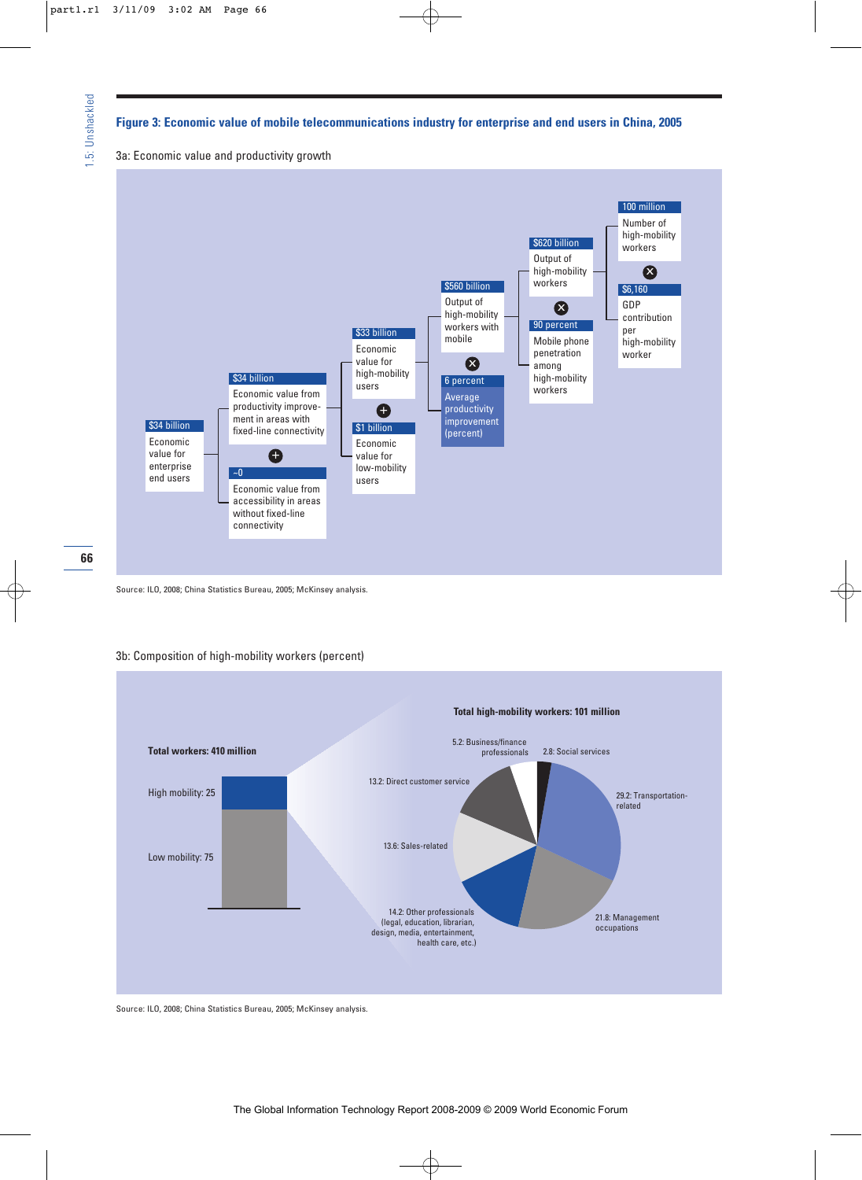**Figure 3: Economic value of mobile telecommunications industry for enterprise and end users in China, 2005**

3a: Economic value and productivity growth

$34 billion
Economic value for enterprise end users

$34 billion
Economic value from productivity improvement in areas with fixed-line connectivity

+

~0
Economic value from accessibility in areas without fixed-line connectivity

$33 billion
Economic value for high-mobility users

+

$1 billion
Economic value for low-mobility users

$560 billion
Output of high-mobility workers with mobile

×

6 percent
Average productivity improvement (percent)

$620 billion
Output of high-mobility workers

×

90 percent
Mobile phone penetration among high-mobility workers

100 million
Number of high-mobility workers

×

$6,160
GDP contribution per high-mobility worker

Source: ILO, 2008; China Statistics Bureau, 2005; McKinsey analysis.

3b: Composition of high-mobility workers (percent)

**Total workers: 410 million**

High mobility: 25

Low mobility: 75

**Total high-mobility workers: 101 million**

29.2: Transportation-related

21.8: Management occupations

14.2: Other professionals (legal, education, librarian, design, media, entertainment, health care, etc.)

13.6: Sales-related

13.2: Direct customer service

5.2: Business/finance professionals

2.8: Social services

Source: ILO, 2008; China Statistics Bureau, 2005; McKinsey analysis.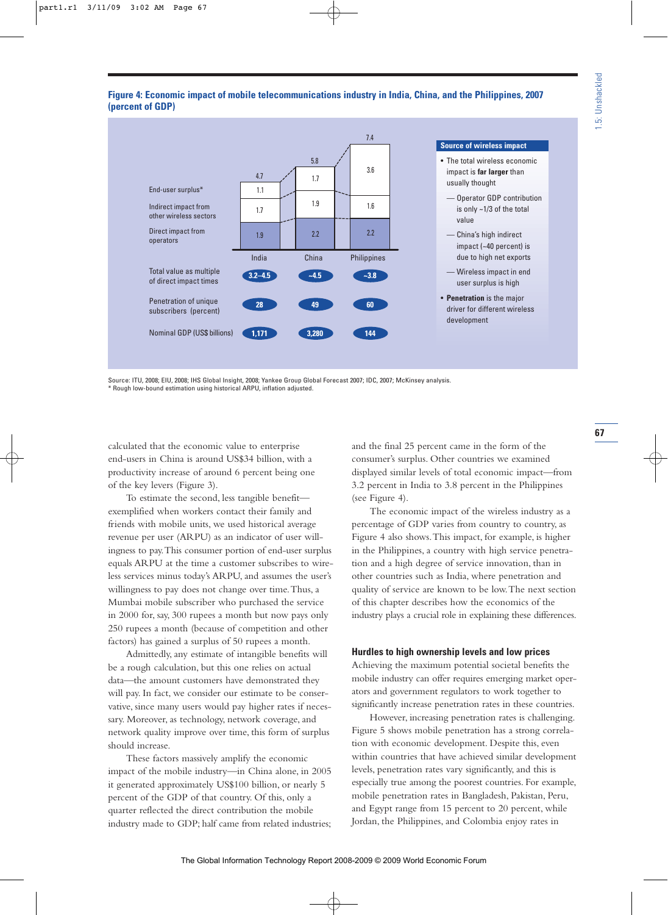**Figure 4: Economic impact of mobile telecommunications industry in India, China, and the Philippines, 2007 (percent of GDP)**

| | India | China | Philippines |
|---|---|---|---|
| End-user surplus* | 1.1 | 1.7 | 3.6 |
| Indirect impact from other wireless sectors | 1.7 | 1.9 | 1.6 |
| Direct impact from operators | 1.9 | 2.2 | 2.2 |
| Total | 4.7 | 5.8 | 7.4 |
| Total value as multiple of direct impact times | 3.2–4.5 | ~4.5 | ~3.8 |
| Penetration of unique subscribers (percent) | 28 | 49 | 60 |
| Nominal GDP (US$ billions) | 1,171 | 3,280 | 144 |

**Source of wireless impact**

- The total wireless economic impact is **far larger** than usually thought
  - Operator GDP contribution is only ~1/3 of the total value
  - China's high indirect impact (~40 percent) is due to high net exports
  - Wireless impact in end user surplus is high
- **Penetration** is the major driver for different wireless development

Source: ITU, 2008; EIU, 2008; IHS Global Insight, 2008; Yankee Group Global Forecast 2007; IDC, 2007; McKinsey analysis.
* Rough low-bound estimation using historical ARPU, inflation adjusted.

calculated that the economic value to enterprise end-users in China is around US$34 billion, with a productivity increase of around 6 percent being one of the key levers (Figure 3).

To estimate the second, less tangible benefit—exemplified when workers contact their family and friends with mobile units, we used historical average revenue per user (ARPU) as an indicator of user willingness to pay. This consumer portion of end-user surplus equals ARPU at the time a customer subscribes to wireless services minus today's ARPU, and assumes the user's willingness to pay does not change over time. Thus, a Mumbai mobile subscriber who purchased the service in 2000 for, say, 300 rupees a month but now pays only 250 rupees a month (because of competition and other factors) has gained a surplus of 50 rupees a month.

Admittedly, any estimate of intangible benefits will be a rough calculation, but this one relies on actual data—the amount customers have demonstrated they will pay. In fact, we consider our estimate to be conservative, since many users would pay higher rates if necessary. Moreover, as technology, network coverage, and network quality improve over time, this form of surplus should increase.

These factors massively amplify the economic impact of the mobile industry—in China alone, in 2005 it generated approximately US$100 billion, or nearly 5 percent of the GDP of that country. Of this, only a quarter reflected the direct contribution the mobile industry made to GDP; half came from related industries; and the final 25 percent came in the form of the consumer's surplus. Other countries we examined displayed similar levels of total economic impact—from 3.2 percent in India to 3.8 percent in the Philippines (see Figure 4).

The economic impact of the wireless industry as a percentage of GDP varies from country to country, as Figure 4 also shows. This impact, for example, is higher in the Philippines, a country with high service penetration and a high degree of service innovation, than in other countries such as India, where penetration and quality of service are known to be low. The next section of this chapter describes how the economics of the industry plays a crucial role in explaining these differences.

### Hurdles to high ownership levels and low prices

Achieving the maximum potential societal benefits the mobile industry can offer requires emerging market operators and government regulators to work together to significantly increase penetration rates in these countries.

However, increasing penetration rates is challenging. Figure 5 shows mobile penetration has a strong correlation with economic development. Despite this, even within countries that have achieved similar development levels, penetration rates vary significantly, and this is especially true among the poorest countries. For example, mobile penetration rates in Bangladesh, Pakistan, Peru, and Egypt range from 15 percent to 20 percent, while Jordan, the Philippines, and Colombia enjoy rates in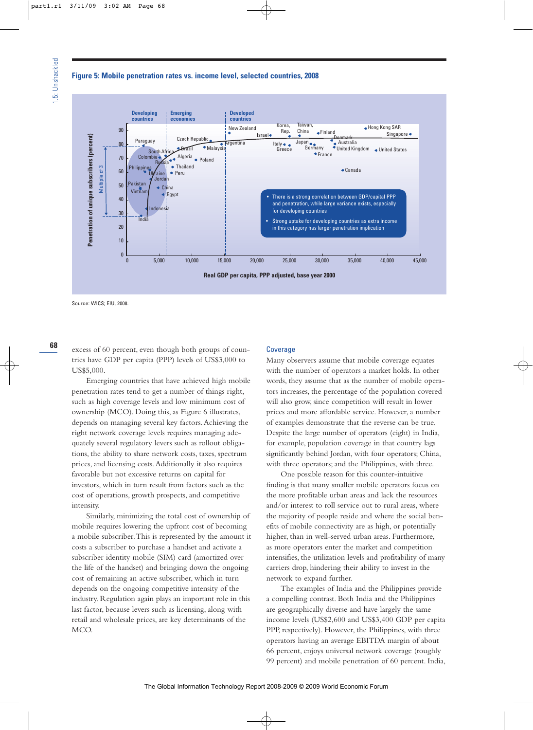**Figure 5: Mobile penetration rates vs. income level, selected countries, 2008**

- There is a strong correlation between GDP/capital PPP and penetration, while large variance exists, especially for developing countries
- Strong uptake for developing countries as extra income in this category has larger penetration implication

Source: WICS; EIU, 2008.

excess of 60 percent, even though both groups of countries have GDP per capita (PPP) levels of US$3,000 to US$5,000.

Emerging countries that have achieved high mobile penetration rates tend to get a number of things right, such as high coverage levels and low minimum cost of ownership (MCO). Doing this, as Figure 6 illustrates, depends on managing several key factors. Achieving the right network coverage levels requires managing adequately several regulatory levers such as rollout obligations, the ability to share network costs, taxes, spectrum prices, and licensing costs. Additionally it also requires favorable but not excessive returns on capital for investors, which in turn result from factors such as the cost of operations, growth prospects, and competitive intensity.

Similarly, minimizing the total cost of ownership of mobile requires lowering the upfront cost of becoming a mobile subscriber. This is represented by the amount it costs a subscriber to purchase a handset and activate a subscriber identity mobile (SIM) card (amortized over the life of the handset) and bringing down the ongoing cost of remaining an active subscriber, which in turn depends on the ongoing competitive intensity of the industry. Regulation again plays an important role in this last factor, because levers such as licensing, along with retail and wholesale prices, are key determinants of the MCO.

## Coverage

Many observers assume that mobile coverage equates with the number of operators a market holds. In other words, they assume that as the number of mobile operators increases, the percentage of the population covered will also grow, since competition will result in lower prices and more affordable service. However, a number of examples demonstrate that the reverse can be true. Despite the large number of operators (eight) in India, for example, population coverage in that country lags significantly behind Jordan, with four operators; China, with three operators; and the Philippines, with three.

One possible reason for this counter-intuitive finding is that many smaller mobile operators focus on the more profitable urban areas and lack the resources and/or interest to roll service out to rural areas, where the majority of people reside and where the social benefits of mobile connectivity are as high, or potentially higher, than in well-served urban areas. Furthermore, as more operators enter the market and competition intensifies, the utilization levels and profitability of many carriers drop, hindering their ability to invest in the network to expand further.

The examples of India and the Philippines provide a compelling contrast. Both India and the Philippines are geographically diverse and have largely the same income levels (US$2,600 and US$3,400 GDP per capita PPP, respectively). However, the Philippines, with three operators having an average EBITDA margin of about 66 percent, enjoys universal network coverage (roughly 99 percent) and mobile penetration of 60 percent. India,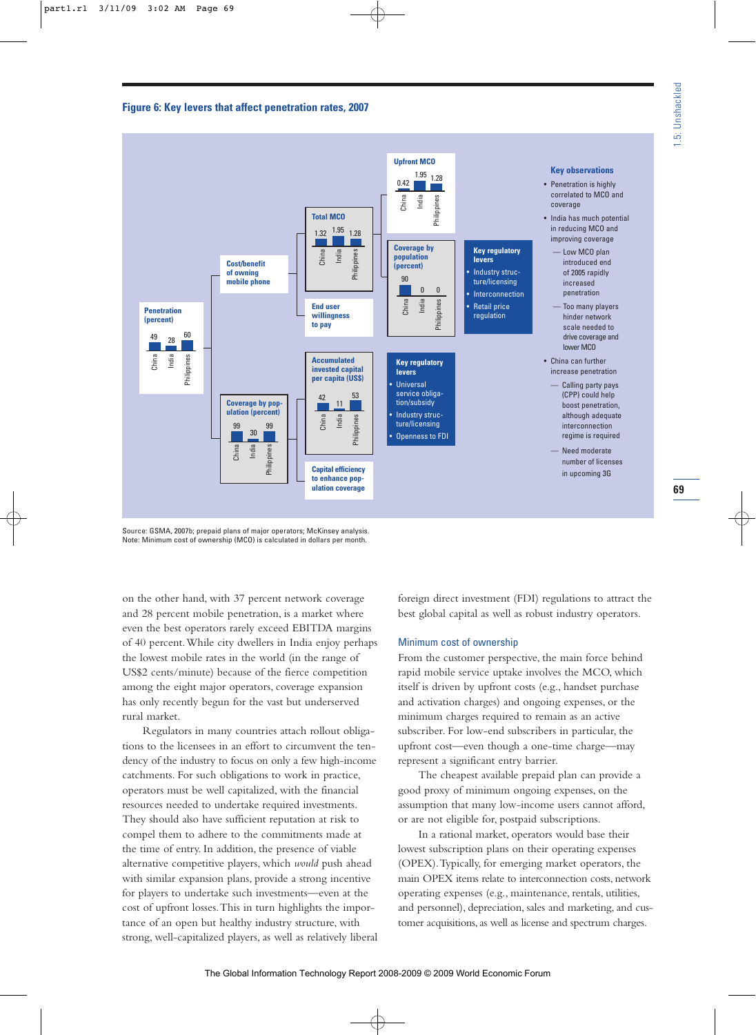**Figure 6: Key levers that affect penetration rates, 2007**

**Penetration (percent)**

| China | India | Philippines |
| --- | --- | --- |
| 49 | 28 | 60 |

**Cost/benefit of owning mobile phone**

**Total MCO**

| China | India | Philippines |
| --- | --- | --- |
| 1.32 | 1.95 | 1.28 |

**Upfront MCO**

| China | India | Philippines |
| --- | --- | --- |
| 0.42 | 1.95 | 1.28 |

**Coverage by population (percent)**

| China | India | Philippines |
| --- | --- | --- |
| 90 | 0 | 0 |

**Key regulatory levers**
- Industry structure/licensing
- Interconnection
- Retail price regulation

**End user willingness to pay**

**Coverage by population (percent)**

| China | India | Philippines |
| --- | --- | --- |
| 99 | 30 | 99 |

**Accumulated invested capital per capita (US$)**

| China | India | Philippines |
| --- | --- | --- |
| 42 | 11 | 53 |

**Key regulatory levers**
- Universal service obligation/subsidy
- Industry structure/licensing
- Openness to FDI

**Capital efficiency to enhance population coverage**

**Key observations**
- Penetration is highly correlated to MCO and coverage
- India has much potential in reducing MCO and improving coverage
  - Low MCO plan introduced end of 2005 rapidly increased penetration
  - Too many players hinder network scale needed to drive coverage and lower MCO
- China can further increase penetration
  - Calling party pays (CPP) could help boost penetration, although adequate interconnection regime is required
  - Need moderate number of licenses in upcoming 3G

Source: GSMA, 2007b; prepaid plans of major operators; McKinsey analysis.
Note: Minimum cost of ownership (MCO) is calculated in dollars per month.

on the other hand, with 37 percent network coverage and 28 percent mobile penetration, is a market where even the best operators rarely exceed EBITDA margins of 40 percent. While city dwellers in India enjoy perhaps the lowest mobile rates in the world (in the range of US$2 cents/minute) because of the fierce competition among the eight major operators, coverage expansion has only recently begun for the vast but underserved rural market.

Regulators in many countries attach rollout obligations to the licensees in an effort to circumvent the tendency of the industry to focus on only a few high-income catchments. For such obligations to work in practice, operators must be well capitalized, with the financial resources needed to undertake required investments. They should also have sufficient reputation at risk to compel them to adhere to the commitments made at the time of entry. In addition, the presence of viable alternative competitive players, which *would* push ahead with similar expansion plans, provide a strong incentive for players to undertake such investments—even at the cost of upfront losses. This in turn highlights the importance of an open but healthy industry structure, with strong, well-capitalized players, as well as relatively liberal foreign direct investment (FDI) regulations to attract the best global capital as well as robust industry operators.

### Minimum cost of ownership

From the customer perspective, the main force behind rapid mobile service uptake involves the MCO, which itself is driven by upfront costs (e.g., handset purchase and activation charges) and ongoing expenses, or the minimum charges required to remain as an active subscriber. For low-end subscribers in particular, the upfront cost—even though a one-time charge—may represent a significant entry barrier.

The cheapest available prepaid plan can provide a good proxy of minimum ongoing expenses, on the assumption that many low-income users cannot afford, or are not eligible for, postpaid subscriptions.

In a rational market, operators would base their lowest subscription plans on their operating expenses (OPEX). Typically, for emerging market operators, the main OPEX items relate to interconnection costs, network operating expenses (e.g., maintenance, rentals, utilities, and personnel), depreciation, sales and marketing, and customer acquisitions, as well as license and spectrum charges.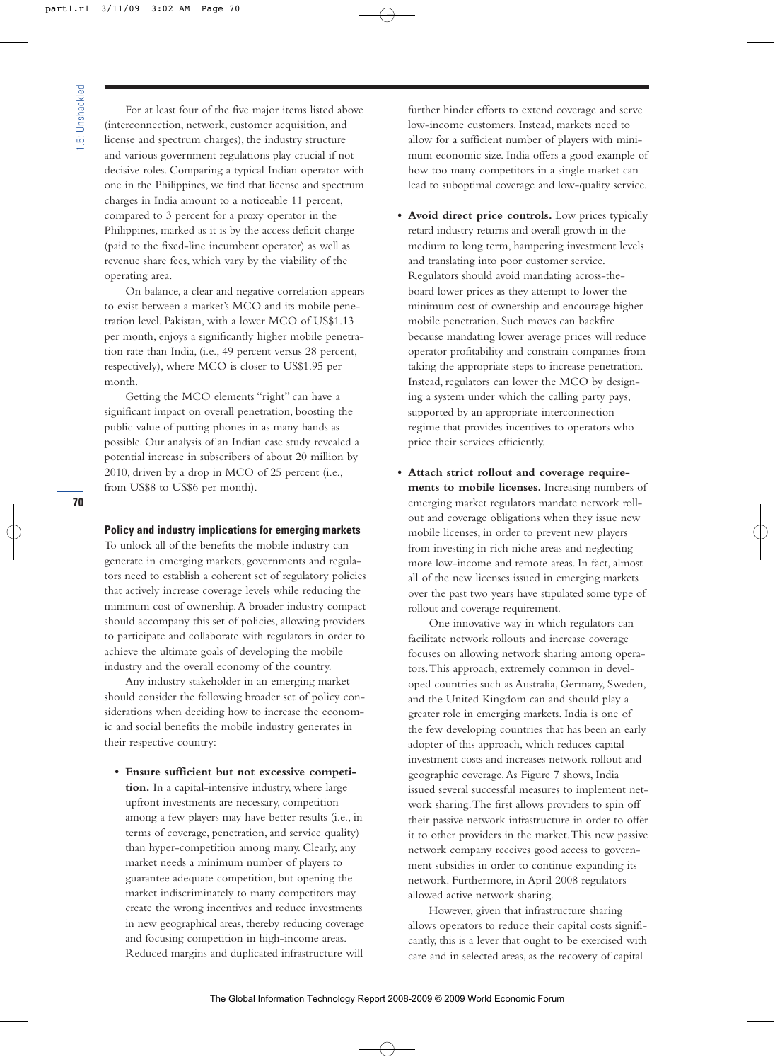For at least four of the five major items listed above (interconnection, network, customer acquisition, and license and spectrum charges), the industry structure and various government regulations play crucial if not decisive roles. Comparing a typical Indian operator with one in the Philippines, we find that license and spectrum charges in India amount to a noticeable 11 percent, compared to 3 percent for a proxy operator in the Philippines, marked as it is by the access deficit charge (paid to the fixed-line incumbent operator) as well as revenue share fees, which vary by the viability of the operating area.

On balance, a clear and negative correlation appears to exist between a market's MCO and its mobile penetration level. Pakistan, with a lower MCO of US$1.13 per month, enjoys a significantly higher mobile penetration rate than India, (i.e., 49 percent versus 28 percent, respectively), where MCO is closer to US$1.95 per month.

Getting the MCO elements "right" can have a significant impact on overall penetration, boosting the public value of putting phones in as many hands as possible. Our analysis of an Indian case study revealed a potential increase in subscribers of about 20 million by 2010, driven by a drop in MCO of 25 percent (i.e., from US$8 to US$6 per month).

### Policy and industry implications for emerging markets

To unlock all of the benefits the mobile industry can generate in emerging markets, governments and regulators need to establish a coherent set of regulatory policies that actively increase coverage levels while reducing the minimum cost of ownership. A broader industry compact should accompany this set of policies, allowing providers to participate and collaborate with regulators in order to achieve the ultimate goals of developing the mobile industry and the overall economy of the country.

Any industry stakeholder in an emerging market should consider the following broader set of policy considerations when deciding how to increase the economic and social benefits the mobile industry generates in their respective country:

- **Ensure sufficient but not excessive competition.** In a capital-intensive industry, where large upfront investments are necessary, competition among a few players may have better results (i.e., in terms of coverage, penetration, and service quality) than hyper-competition among many. Clearly, any market needs a minimum number of players to guarantee adequate competition, but opening the market indiscriminately to many competitors may create the wrong incentives and reduce investments in new geographical areas, thereby reducing coverage and focusing competition in high-income areas. Reduced margins and duplicated infrastructure will further hinder efforts to extend coverage and serve low-income customers. Instead, markets need to allow for a sufficient number of players with minimum economic size. India offers a good example of how too many competitors in a single market can lead to suboptimal coverage and low-quality service.

- **Avoid direct price controls.** Low prices typically retard industry returns and overall growth in the medium to long term, hampering investment levels and translating into poor customer service. Regulators should avoid mandating across-the-board lower prices as they attempt to lower the minimum cost of ownership and encourage higher mobile penetration. Such moves can backfire because mandating lower average prices will reduce operator profitability and constrain companies from taking the appropriate steps to increase penetration. Instead, regulators can lower the MCO by designing a system under which the calling party pays, supported by an appropriate interconnection regime that provides incentives to operators who price their services efficiently.

- **Attach strict rollout and coverage requirements to mobile licenses.** Increasing numbers of emerging market regulators mandate network rollout and coverage obligations when they issue new mobile licenses, in order to prevent new players from investing in rich niche areas and neglecting more low-income and remote areas. In fact, almost all of the new licenses issued in emerging markets over the past two years have stipulated some type of rollout and coverage requirement.

  One innovative way in which regulators can facilitate network rollouts and increase coverage focuses on allowing network sharing among operators. This approach, extremely common in developed countries such as Australia, Germany, Sweden, and the United Kingdom can and should play a greater role in emerging markets. India is one of the few developing countries that has been an early adopter of this approach, which reduces capital investment costs and increases network rollout and geographic coverage. As Figure 7 shows, India issued several successful measures to implement network sharing. The first allows providers to spin off their passive network infrastructure in order to offer it to other providers in the market. This new passive network company receives good access to government subsidies in order to continue expanding its network. Furthermore, in April 2008 regulators allowed active network sharing.

  However, given that infrastructure sharing allows operators to reduce their capital costs significantly, this is a lever that ought to be exercised with care and in selected areas, as the recovery of capital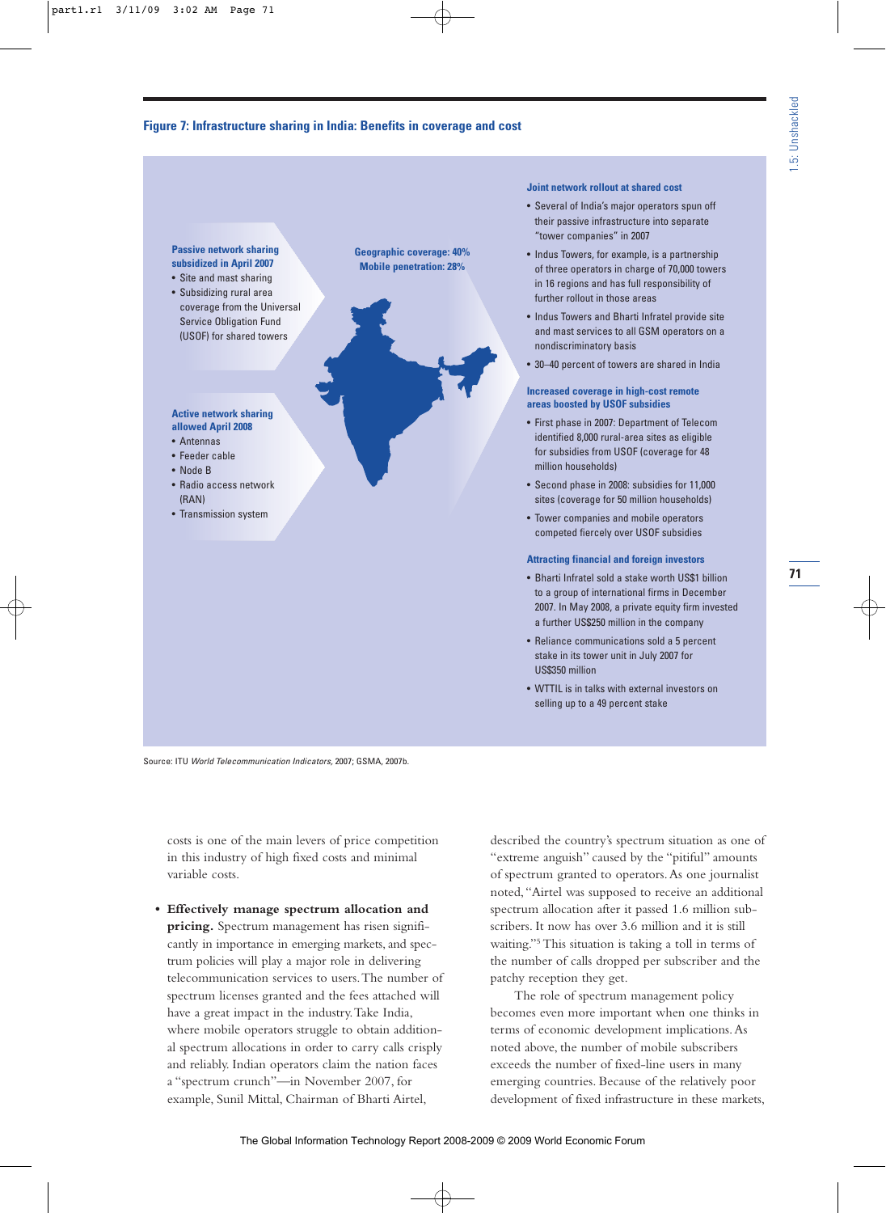**Figure 7: Infrastructure sharing in India: Benefits in coverage and cost**

**Passive network sharing subsidized in April 2007**

- Site and mast sharing
- Subsidizing rural area coverage from the Universal Service Obligation Fund (USOF) for shared towers

**Active network sharing allowed April 2008**

- Antennas
- Feeder cable
- Node B
- Radio access network (RAN)
- Transmission system

**Geographic coverage: 40%**
**Mobile penetration: 28%**

**Joint network rollout at shared cost**

- Several of India's major operators spun off their passive infrastructure into separate "tower companies" in 2007
- Indus Towers, for example, is a partnership of three operators in charge of 70,000 towers in 16 regions and has full responsibility of further rollout in those areas
- Indus Towers and Bharti Infratel provide site and mast services to all GSM operators on a nondiscriminatory basis
- 30–40 percent of towers are shared in India

**Increased coverage in high-cost remote areas boosted by USOF subsidies**

- First phase in 2007: Department of Telecom identified 8,000 rural-area sites as eligible for subsidies from USOF (coverage for 48 million households)
- Second phase in 2008: subsidies for 11,000 sites (coverage for 50 million households)
- Tower companies and mobile operators competed fiercely over USOF subsidies

**Attracting financial and foreign investors**

- Bharti Infratel sold a stake worth US$1 billion to a group of international firms in December 2007. In May 2008, a private equity firm invested a further US$250 million in the company
- Reliance communications sold a 5 percent stake in its tower unit in July 2007 for US$350 million
- WTTIL is in talks with external investors on selling up to a 49 percent stake

Source: ITU *World Telecommunication Indicators*, 2007; GSMA, 2007b.

costs is one of the main levers of price competition in this industry of high fixed costs and minimal variable costs.

- **Effectively manage spectrum allocation and pricing.** Spectrum management has risen significantly in importance in emerging markets, and spectrum policies will play a major role in delivering telecommunication services to users. The number of spectrum licenses granted and the fees attached will have a great impact in the industry. Take India, where mobile operators struggle to obtain additional spectrum allocations in order to carry calls crisply and reliably. Indian operators claim the nation faces a "spectrum crunch"—in November 2007, for example, Sunil Mittal, Chairman of Bharti Airtel, described the country's spectrum situation as one of "extreme anguish" caused by the "pitiful" amounts of spectrum granted to operators. As one journalist noted, "Airtel was supposed to receive an additional spectrum allocation after it passed 1.6 million subscribers. It now has over 3.6 million and it is still waiting."[5] This situation is taking a toll in terms of the number of calls dropped per subscriber and the patchy reception they get.

  The role of spectrum management policy becomes even more important when one thinks in terms of economic development implications. As noted above, the number of mobile subscribers exceeds the number of fixed-line users in many emerging countries. Because of the relatively poor development of fixed infrastructure in these markets,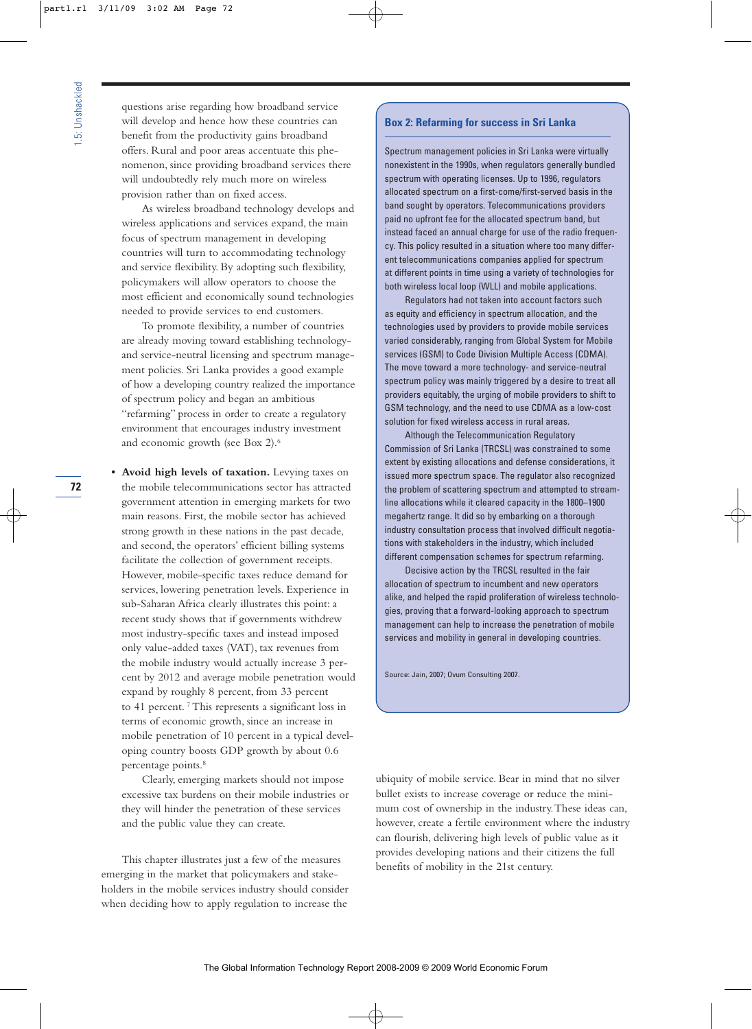questions arise regarding how broadband service will develop and hence how these countries can benefit from the productivity gains broadband offers. Rural and poor areas accentuate this phenomenon, since providing broadband services there will undoubtedly rely much more on wireless provision rather than on fixed access.

As wireless broadband technology develops and wireless applications and services expand, the main focus of spectrum management in developing countries will turn to accommodating technology and service flexibility. By adopting such flexibility, policymakers will allow operators to choose the most efficient and economically sound technologies needed to provide services to end customers.

To promote flexibility, a number of countries are already moving toward establishing technology- and service-neutral licensing and spectrum management policies. Sri Lanka provides a good example of how a developing country realized the importance of spectrum policy and began an ambitious "refarming" process in order to create a regulatory environment that encourages industry investment and economic growth (see Box 2).[6]

- **Avoid high levels of taxation.** Levying taxes on the mobile telecommunications sector has attracted government attention in emerging markets for two main reasons. First, the mobile sector has achieved strong growth in these nations in the past decade, and second, the operators' efficient billing systems facilitate the collection of government receipts. However, mobile-specific taxes reduce demand for services, lowering penetration levels. Experience in sub-Saharan Africa clearly illustrates this point: a recent study shows that if governments withdrew most industry-specific taxes and instead imposed only value-added taxes (VAT), tax revenues from the mobile industry would actually increase 3 percent by 2012 and average mobile penetration would expand by roughly 8 percent, from 33 percent to 41 percent.[7] This represents a significant loss in terms of economic growth, since an increase in mobile penetration of 10 percent in a typical developing country boosts GDP growth by about 0.6 percentage points.[8]

  Clearly, emerging markets should not impose excessive tax burdens on their mobile industries or they will hinder the penetration of these services and the public value they can create.

This chapter illustrates just a few of the measures emerging in the market that policymakers and stakeholders in the mobile services industry should consider when deciding how to apply regulation to increase the ubiquity of mobile service. Bear in mind that no silver bullet exists to increase coverage or reduce the minimum cost of ownership in the industry. These ideas can, however, create a fertile environment where the industry can flourish, delivering high levels of public value as it provides developing nations and their citizens the full benefits of mobility in the 21st century.

### Box 2: Refarming for success in Sri Lanka

Spectrum management policies in Sri Lanka were virtually nonexistent in the 1990s, when regulators generally bundled spectrum with operating licenses. Up to 1996, regulators allocated spectrum on a first-come/first-served basis in the band sought by operators. Telecommunications providers paid no upfront fee for the allocated spectrum band, but instead faced an annual charge for use of the radio frequency. This policy resulted in a situation where too many different telecommunications companies applied for spectrum at different points in time using a variety of technologies for both wireless local loop (WLL) and mobile applications.

Regulators had not taken into account factors such as equity and efficiency in spectrum allocation, and the technologies used by providers to provide mobile services varied considerably, ranging from Global System for Mobile services (GSM) to Code Division Multiple Access (CDMA). The move toward a more technology- and service-neutral spectrum policy was mainly triggered by a desire to treat all providers equitably, the urging of mobile providers to shift to GSM technology, and the need to use CDMA as a low-cost solution for fixed wireless access in rural areas.

Although the Telecommunication Regulatory Commission of Sri Lanka (TRCSL) was constrained to some extent by existing allocations and defense considerations, it issued more spectrum space. The regulator also recognized the problem of scattering spectrum and attempted to streamline allocations while it cleared capacity in the 1800–1900 megahertz range. It did so by embarking on a thorough industry consultation process that involved difficult negotiations with stakeholders in the industry, which included different compensation schemes for spectrum refarming.

Decisive action by the TRCSL resulted in the fair allocation of spectrum to incumbent and new operators alike, and helped the rapid proliferation of wireless technologies, proving that a forward-looking approach to spectrum management can help to increase the penetration of mobile services and mobility in general in developing countries.

Source: Jain, 2007; Ovum Consulting 2007.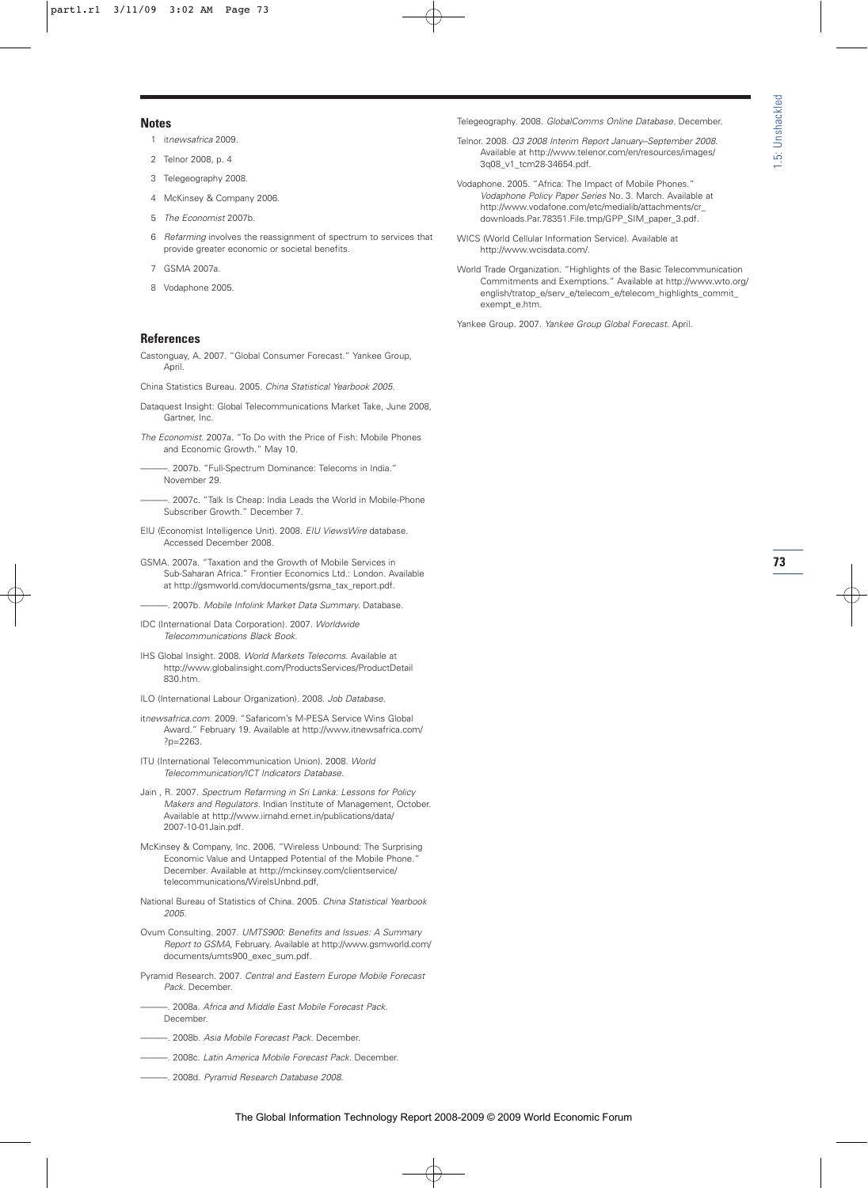## Notes

1. it*newsafrica* 2009.
2. Telnor 2008, p. 4
3. Telegeography 2008.
4. McKinsey & Company 2006.
5. *The Economist* 2007b.
6. *Refarming* involves the reassignment of spectrum to services that provide greater economic or societal benefits.
7. GSMA 2007a.
8. Vodaphone 2005.

## References

Castonguay, A. 2007. "Global Consumer Forecast." Yankee Group, April.

China Statistics Bureau. 2005. *China Statistical Yearbook 2005*.

Dataquest Insight: Global Telecommunications Market Take, June 2008, Gartner, Inc.

*The Economist*. 2007a. "To Do with the Price of Fish: Mobile Phones and Economic Growth." May 10.

———. 2007b. "Full-Spectrum Dominance: Telecoms in India." November 29.

———. 2007c. "Talk Is Cheap: India Leads the World in Mobile-Phone Subscriber Growth." December 7.

EIU (Economist Intelligence Unit). 2008. *EIU ViewsWire* database. Accessed December 2008.

GSMA. 2007a. "Taxation and the Growth of Mobile Services in Sub-Saharan Africa." Frontier Economics Ltd.: London. Available at http://gsmworld.com/documents/gsma_tax_report.pdf.

———. 2007b. *Mobile Infolink Market Data Summary*. Database.

IDC (International Data Corporation). 2007. *Worldwide Telecommunications Black Book*.

IHS Global Insight. 2008. *World Markets Telecoms*. Available at http://www.globalinsight.com/ProductsServices/ProductDetail830.htm.

ILO (International Labour Organization). 2008. *Job Database*.

it*newsafrica.com*. 2009. "Safaricom's M-PESA Service Wins Global Award." February 19. Available at http://www.itnewsafrica.com/?p=2263.

ITU (International Telecommunication Union). 2008. *World Telecommunication/ICT Indicators Database*.

Jain , R. 2007. *Spectrum Refarming in Sri Lanka: Lessons for Policy Makers and Regulators*. Indian Institute of Management, October. Available at http://www.iimahd.ernet.in/publications/data/2007-10-01Jain.pdf.

McKinsey & Company, Inc. 2006. "Wireless Unbound: The Surprising Economic Value and Untapped Potential of the Mobile Phone." December. Available at http://mckinsey.com/clientservice/telecommunications/WirelsUnbnd.pdf,

National Bureau of Statistics of China. 2005. *China Statistical Yearbook 2005*.

Ovum Consulting. 2007. *UMTS900: Benefits and Issues: A Summary Report to GSMA*, February. Available at http://www.gsmworld.com/documents/umts900_exec_sum.pdf.

Pyramid Research. 2007. *Central and Eastern Europe Mobile Forecast Pack*. December.

———. 2008a. *Africa and Middle East Mobile Forecast Pack*. December.

———. 2008b. *Asia Mobile Forecast Pack*. December.

———. 2008c. *Latin America Mobile Forecast Pack*. December.

———. 2008d. *Pyramid Research Database 2008*.

Telegeography. 2008. *GlobalComms Online Database*. December.

Telnor. 2008. *Q3 2008 Interim Report January–September 2008*. Available at http://www.telenor.com/en/resources/images/3q08_v1_tcm28-34654.pdf.

Vodaphone. 2005. "Africa: The Impact of Mobile Phones." *Vodaphone Policy Paper Series* No. 3. March. Available at http://www.vodafone.com/etc/medialib/attachments/cr_downloads.Par.78351.File.tmp/GPP_SIM_paper_3.pdf.

WICS (World Cellular Information Service). Available at http://www.wcisdata.com/.

World Trade Organization. "Highlights of the Basic Telecommunication Commitments and Exemptions." Available at http://www.wto.org/english/tratop_e/serv_e/telecom_e/telecom_highlights_commit_exempt_e.htm.

Yankee Group. 2007. *Yankee Group Global Forecast*. April.